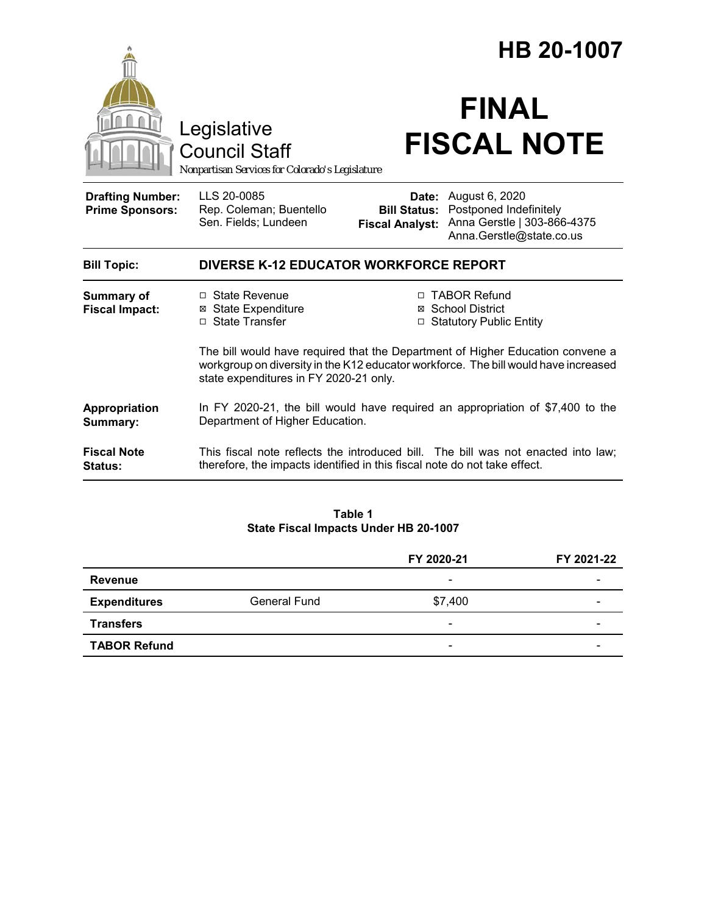# HB 20-1007

Legislative Council Staff

*Nonpartisan Services for Colorado's Legislature*

# FINAL FISCAL NOTE

| | | | |
|---|---|---|---|
| **Drafting Number:** | LLS 20-0085 | **Date:** | August 6, 2020 |
| **Prime Sponsors:** | Rep. Coleman; Buentello<br>Sen. Fields; Lundeen | **Bill Status:** | Postponed Indefinitely |
| | | **Fiscal Analyst:** | Anna Gerstle \| 303-866-4375<br>Anna.Gerstle@state.co.us |

| | |
|---|---|
| **Bill Topic:** | **DIVERSE K-12 EDUCATOR WORKFORCE REPORT** |

**Summary of Fiscal Impact:**

- ☐ State Revenue
- ☒ State Expenditure
- ☐ State Transfer
- ☐ TABOR Refund
- ☒ School District
- ☐ Statutory Public Entity

The bill would have required that the Department of Higher Education convene a workgroup on diversity in the K12 educator workforce. The bill would have increased state expenditures in FY 2020-21 only.

**Appropriation Summary:** In FY 2020-21, the bill would have required an appropriation of $7,400 to the Department of Higher Education.

**Fiscal Note Status:** This fiscal note reflects the introduced bill. The bill was not enacted into law; therefore, the impacts identified in this fiscal note do not take effect.

**Table 1**
**State Fiscal Impacts Under HB 20-1007**

| | | FY 2020-21 | FY 2021-22 |
|---|---|---|---|
| **Revenue** | | - | - |
| **Expenditures** | General Fund | $7,400 | - |
| **Transfers** | | - | - |
| **TABOR Refund** | | - | - |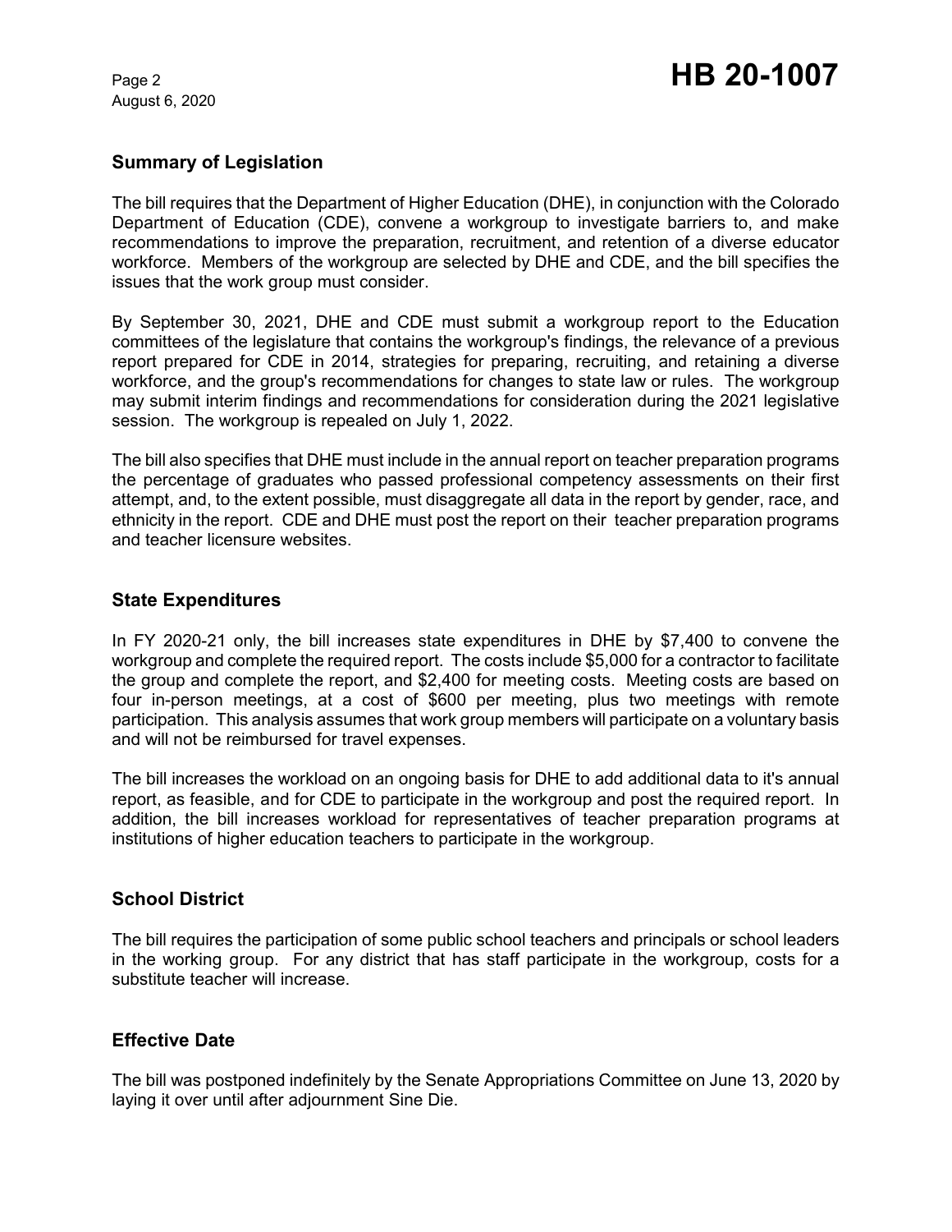## Summary of Legislation

The bill requires that the Department of Higher Education (DHE), in conjunction with the Colorado Department of Education (CDE), convene a workgroup to investigate barriers to, and make recommendations to improve the preparation, recruitment, and retention of a diverse educator workforce. Members of the workgroup are selected by DHE and CDE, and the bill specifies the issues that the work group must consider.

By September 30, 2021, DHE and CDE must submit a workgroup report to the Education committees of the legislature that contains the workgroup's findings, the relevance of a previous report prepared for CDE in 2014, strategies for preparing, recruiting, and retaining a diverse workforce, and the group's recommendations for changes to state law or rules. The workgroup may submit interim findings and recommendations for consideration during the 2021 legislative session. The workgroup is repealed on July 1, 2022.

The bill also specifies that DHE must include in the annual report on teacher preparation programs the percentage of graduates who passed professional competency assessments on their first attempt, and, to the extent possible, must disaggregate all data in the report by gender, race, and ethnicity in the report. CDE and DHE must post the report on their teacher preparation programs and teacher licensure websites.

## State Expenditures

In FY 2020-21 only, the bill increases state expenditures in DHE by $7,400 to convene the workgroup and complete the required report. The costs include $5,000 for a contractor to facilitate the group and complete the report, and $2,400 for meeting costs. Meeting costs are based on four in-person meetings, at a cost of $600 per meeting, plus two meetings with remote participation. This analysis assumes that work group members will participate on a voluntary basis and will not be reimbursed for travel expenses.

The bill increases the workload on an ongoing basis for DHE to add additional data to it's annual report, as feasible, and for CDE to participate in the workgroup and post the required report. In addition, the bill increases workload for representatives of teacher preparation programs at institutions of higher education teachers to participate in the workgroup.

## School District

The bill requires the participation of some public school teachers and principals or school leaders in the working group. For any district that has staff participate in the workgroup, costs for a substitute teacher will increase.

## Effective Date

The bill was postponed indefinitely by the Senate Appropriations Committee on June 13, 2020 by laying it over until after adjournment Sine Die.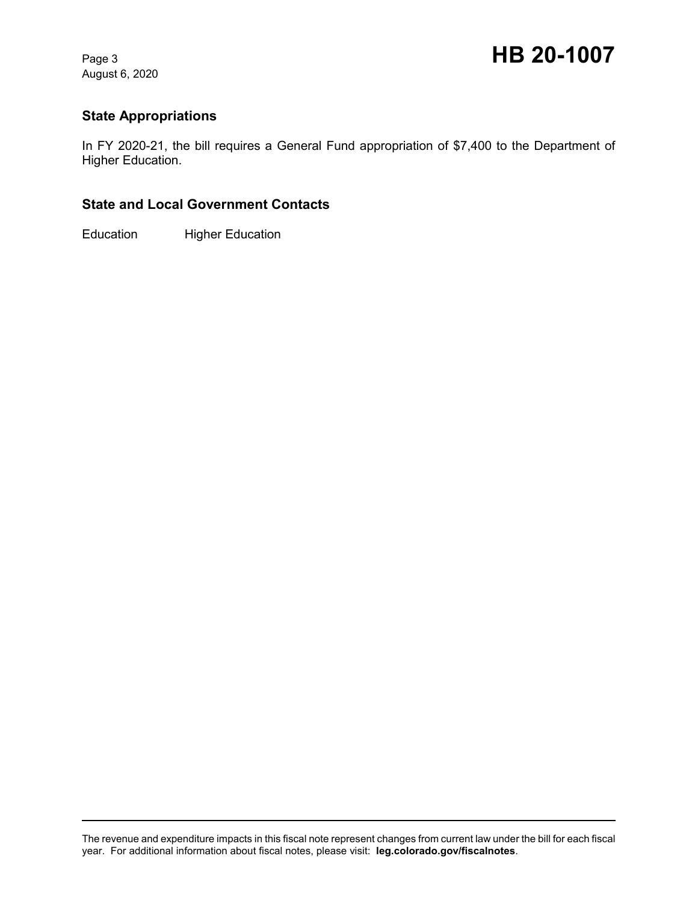## State Appropriations

In FY 2020-21, the bill requires a General Fund appropriation of $7,400 to the Department of Higher Education.

## State and Local Government Contacts

Education Higher Education

---

The revenue and expenditure impacts in this fiscal note represent changes from current law under the bill for each fiscal year. For additional information about fiscal notes, please visit: **leg.colorado.gov/fiscalnotes**.